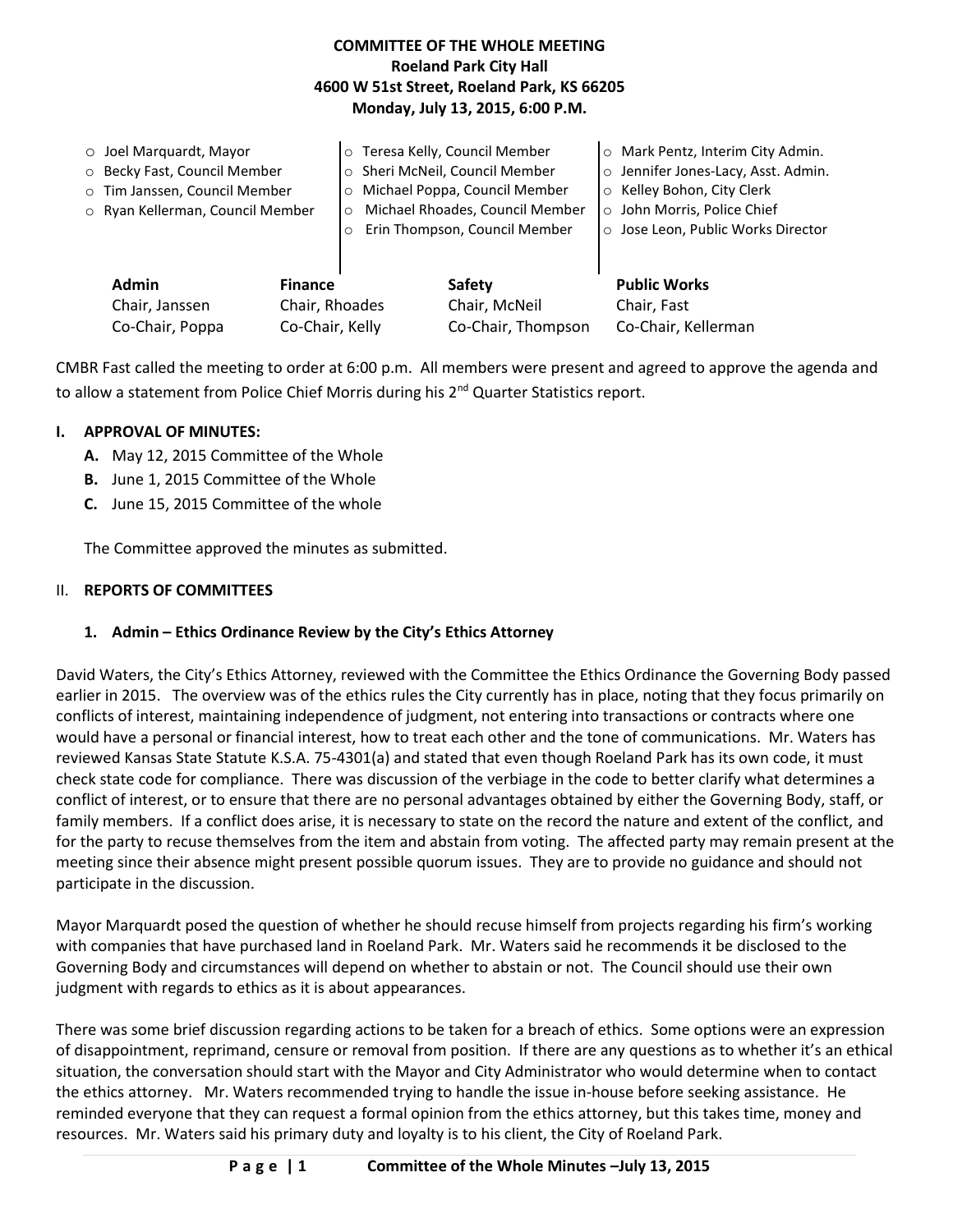**COMMITTEE OF THE WHOLE MEETING**
**Roeland Park City Hall**
**4600 W 51st Street, Roeland Park, KS 66205**
**Monday, July 13, 2015, 6:00 P.M.**

- Joel Marquardt, Mayor
- Becky Fast, Council Member
- Tim Janssen, Council Member
- Ryan Kellerman, Council Member
- Teresa Kelly, Council Member
- Sheri McNeil, Council Member
- Michael Poppa, Council Member
- Michael Rhoades, Council Member
- Erin Thompson, Council Member
- Mark Pentz, Interim City Admin.
- Jennifer Jones-Lacy, Asst. Admin.
- Kelley Bohon, City Clerk
- John Morris, Police Chief
- Jose Leon, Public Works Director

| Admin | Finance | Safety | Public Works |
|---|---|---|---|
| Chair, Janssen | Chair, Rhoades | Chair, McNeil | Chair, Fast |
| Co-Chair, Poppa | Co-Chair, Kelly | Co-Chair, Thompson | Co-Chair, Kellerman |

CMBR Fast called the meeting to order at 6:00 p.m. All members were present and agreed to approve the agenda and to allow a statement from Police Chief Morris during his 2nd Quarter Statistics report.

## I. APPROVAL OF MINUTES:

**A.** May 12, 2015 Committee of the Whole
**B.** June 1, 2015 Committee of the Whole
**C.** June 15, 2015 Committee of the whole

The Committee approved the minutes as submitted.

## II. REPORTS OF COMMITTEES

### 1. Admin – Ethics Ordinance Review by the City's Ethics Attorney

David Waters, the City's Ethics Attorney, reviewed with the Committee the Ethics Ordinance the Governing Body passed earlier in 2015. The overview was of the ethics rules the City currently has in place, noting that they focus primarily on conflicts of interest, maintaining independence of judgment, not entering into transactions or contracts where one would have a personal or financial interest, how to treat each other and the tone of communications. Mr. Waters has reviewed Kansas State Statute K.S.A. 75-4301(a) and stated that even though Roeland Park has its own code, it must check state code for compliance. There was discussion of the verbiage in the code to better clarify what determines a conflict of interest, or to ensure that there are no personal advantages obtained by either the Governing Body, staff, or family members. If a conflict does arise, it is necessary to state on the record the nature and extent of the conflict, and for the party to recuse themselves from the item and abstain from voting. The affected party may remain present at the meeting since their absence might present possible quorum issues. They are to provide no guidance and should not participate in the discussion.

Mayor Marquardt posed the question of whether he should recuse himself from projects regarding his firm's working with companies that have purchased land in Roeland Park. Mr. Waters said he recommends it be disclosed to the Governing Body and circumstances will depend on whether to abstain or not. The Council should use their own judgment with regards to ethics as it is about appearances.

There was some brief discussion regarding actions to be taken for a breach of ethics. Some options were an expression of disappointment, reprimand, censure or removal from position. If there are any questions as to whether it's an ethical situation, the conversation should start with the Mayor and City Administrator who would determine when to contact the ethics attorney. Mr. Waters recommended trying to handle the issue in-house before seeking assistance. He reminded everyone that they can request a formal opinion from the ethics attorney, but this takes time, money and resources. Mr. Waters said his primary duty and loyalty is to his client, the City of Roeland Park.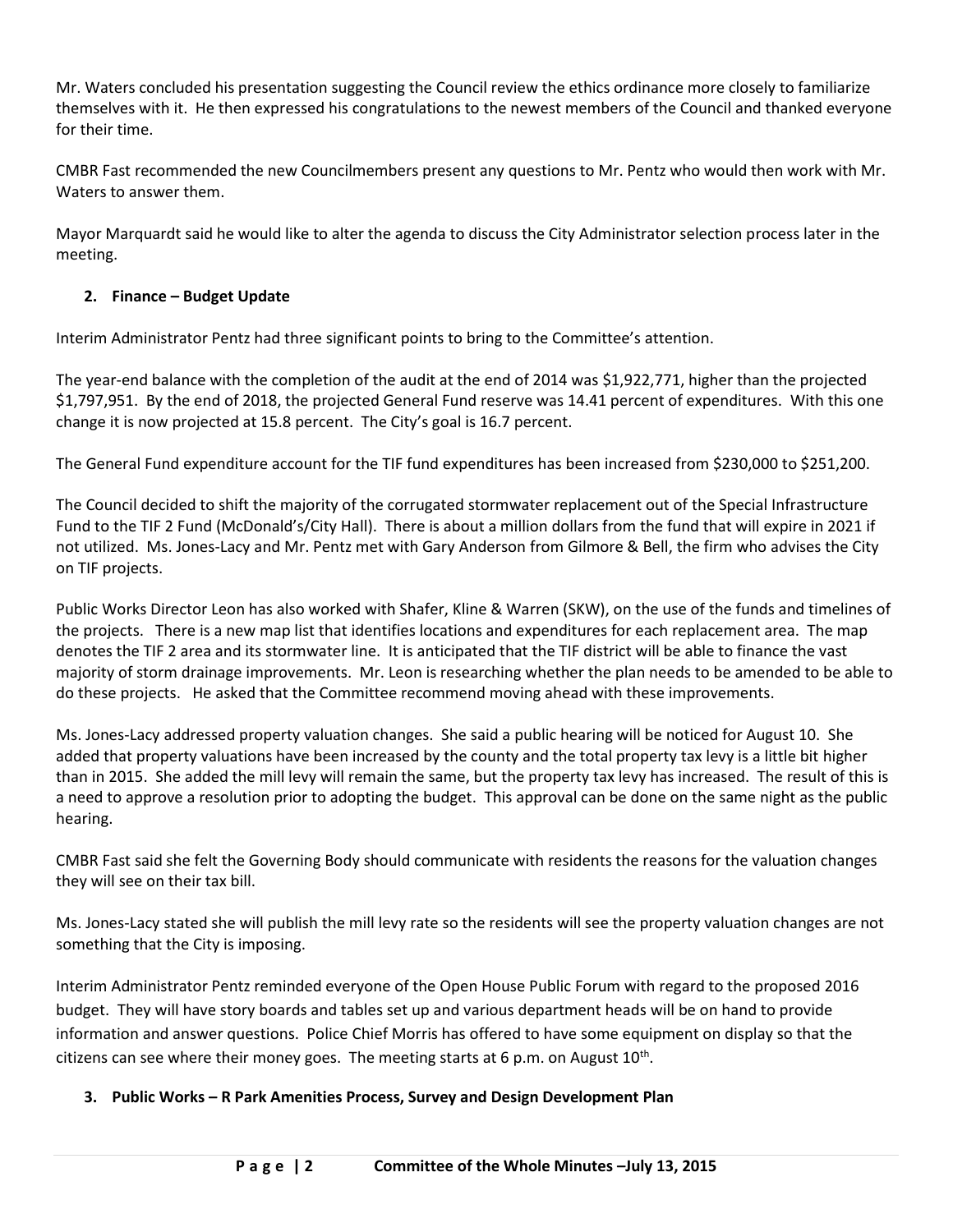Mr. Waters concluded his presentation suggesting the Council review the ethics ordinance more closely to familiarize themselves with it. He then expressed his congratulations to the newest members of the Council and thanked everyone for their time.

CMBR Fast recommended the new Councilmembers present any questions to Mr. Pentz who would then work with Mr. Waters to answer them.

Mayor Marquardt said he would like to alter the agenda to discuss the City Administrator selection process later in the meeting.

**2. Finance – Budget Update**

Interim Administrator Pentz had three significant points to bring to the Committee's attention.

The year-end balance with the completion of the audit at the end of 2014 was $1,922,771, higher than the projected $1,797,951. By the end of 2018, the projected General Fund reserve was 14.41 percent of expenditures. With this one change it is now projected at 15.8 percent. The City's goal is 16.7 percent.

The General Fund expenditure account for the TIF fund expenditures has been increased from $230,000 to $251,200.

The Council decided to shift the majority of the corrugated stormwater replacement out of the Special Infrastructure Fund to the TIF 2 Fund (McDonald's/City Hall). There is about a million dollars from the fund that will expire in 2021 if not utilized. Ms. Jones-Lacy and Mr. Pentz met with Gary Anderson from Gilmore & Bell, the firm who advises the City on TIF projects.

Public Works Director Leon has also worked with Shafer, Kline & Warren (SKW), on the use of the funds and timelines of the projects. There is a new map list that identifies locations and expenditures for each replacement area. The map denotes the TIF 2 area and its stormwater line. It is anticipated that the TIF district will be able to finance the vast majority of storm drainage improvements. Mr. Leon is researching whether the plan needs to be amended to be able to do these projects. He asked that the Committee recommend moving ahead with these improvements.

Ms. Jones-Lacy addressed property valuation changes. She said a public hearing will be noticed for August 10. She added that property valuations have been increased by the county and the total property tax levy is a little bit higher than in 2015. She added the mill levy will remain the same, but the property tax levy has increased. The result of this is a need to approve a resolution prior to adopting the budget. This approval can be done on the same night as the public hearing.

CMBR Fast said she felt the Governing Body should communicate with residents the reasons for the valuation changes they will see on their tax bill.

Ms. Jones-Lacy stated she will publish the mill levy rate so the residents will see the property valuation changes are not something that the City is imposing.

Interim Administrator Pentz reminded everyone of the Open House Public Forum with regard to the proposed 2016 budget. They will have story boards and tables set up and various department heads will be on hand to provide information and answer questions. Police Chief Morris has offered to have some equipment on display so that the citizens can see where their money goes. The meeting starts at 6 p.m. on August 10th.

**3. Public Works – R Park Amenities Process, Survey and Design Development Plan**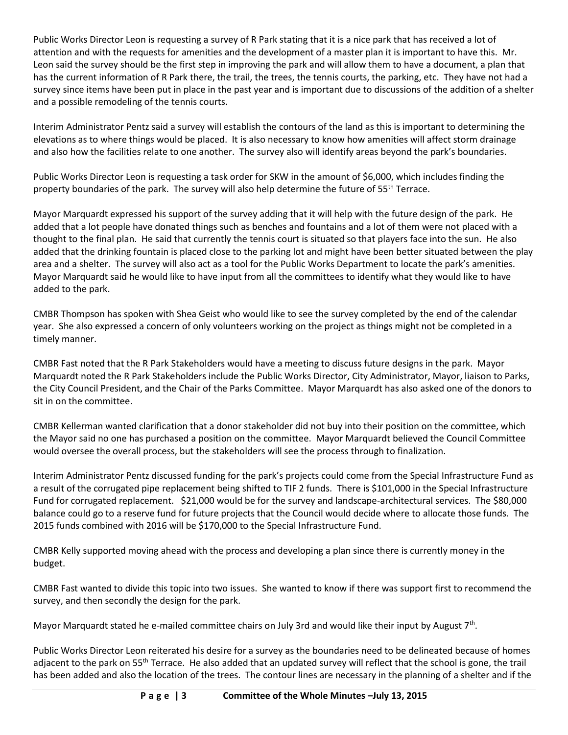Public Works Director Leon is requesting a survey of R Park stating that it is a nice park that has received a lot of attention and with the requests for amenities and the development of a master plan it is important to have this. Mr. Leon said the survey should be the first step in improving the park and will allow them to have a document, a plan that has the current information of R Park there, the trail, the trees, the tennis courts, the parking, etc. They have not had a survey since items have been put in place in the past year and is important due to discussions of the addition of a shelter and a possible remodeling of the tennis courts.

Interim Administrator Pentz said a survey will establish the contours of the land as this is important to determining the elevations as to where things would be placed. It is also necessary to know how amenities will affect storm drainage and also how the facilities relate to one another. The survey also will identify areas beyond the park's boundaries.

Public Works Director Leon is requesting a task order for SKW in the amount of $6,000, which includes finding the property boundaries of the park. The survey will also help determine the future of 55th Terrace.

Mayor Marquardt expressed his support of the survey adding that it will help with the future design of the park. He added that a lot people have donated things such as benches and fountains and a lot of them were not placed with a thought to the final plan. He said that currently the tennis court is situated so that players face into the sun. He also added that the drinking fountain is placed close to the parking lot and might have been better situated between the play area and a shelter. The survey will also act as a tool for the Public Works Department to locate the park's amenities. Mayor Marquardt said he would like to have input from all the committees to identify what they would like to have added to the park.

CMBR Thompson has spoken with Shea Geist who would like to see the survey completed by the end of the calendar year. She also expressed a concern of only volunteers working on the project as things might not be completed in a timely manner.

CMBR Fast noted that the R Park Stakeholders would have a meeting to discuss future designs in the park. Mayor Marquardt noted the R Park Stakeholders include the Public Works Director, City Administrator, Mayor, liaison to Parks, the City Council President, and the Chair of the Parks Committee. Mayor Marquardt has also asked one of the donors to sit in on the committee.

CMBR Kellerman wanted clarification that a donor stakeholder did not buy into their position on the committee, which the Mayor said no one has purchased a position on the committee. Mayor Marquardt believed the Council Committee would oversee the overall process, but the stakeholders will see the process through to finalization.

Interim Administrator Pentz discussed funding for the park's projects could come from the Special Infrastructure Fund as a result of the corrugated pipe replacement being shifted to TIF 2 funds. There is $101,000 in the Special Infrastructure Fund for corrugated replacement. $21,000 would be for the survey and landscape-architectural services. The $80,000 balance could go to a reserve fund for future projects that the Council would decide where to allocate those funds. The 2015 funds combined with 2016 will be $170,000 to the Special Infrastructure Fund.

CMBR Kelly supported moving ahead with the process and developing a plan since there is currently money in the budget.

CMBR Fast wanted to divide this topic into two issues. She wanted to know if there was support first to recommend the survey, and then secondly the design for the park.

Mayor Marquardt stated he e-mailed committee chairs on July 3rd and would like their input by August 7th.

Public Works Director Leon reiterated his desire for a survey as the boundaries need to be delineated because of homes adjacent to the park on 55th Terrace. He also added that an updated survey will reflect that the school is gone, the trail has been added and also the location of the trees. The contour lines are necessary in the planning of a shelter and if the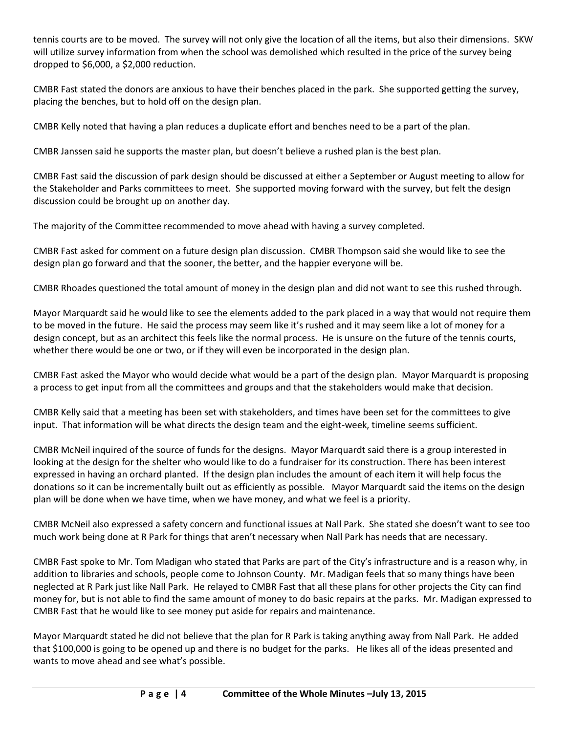tennis courts are to be moved. The survey will not only give the location of all the items, but also their dimensions. SKW will utilize survey information from when the school was demolished which resulted in the price of the survey being dropped to $6,000, a $2,000 reduction.

CMBR Fast stated the donors are anxious to have their benches placed in the park. She supported getting the survey, placing the benches, but to hold off on the design plan.

CMBR Kelly noted that having a plan reduces a duplicate effort and benches need to be a part of the plan.

CMBR Janssen said he supports the master plan, but doesn't believe a rushed plan is the best plan.

CMBR Fast said the discussion of park design should be discussed at either a September or August meeting to allow for the Stakeholder and Parks committees to meet. She supported moving forward with the survey, but felt the design discussion could be brought up on another day.

The majority of the Committee recommended to move ahead with having a survey completed.

CMBR Fast asked for comment on a future design plan discussion. CMBR Thompson said she would like to see the design plan go forward and that the sooner, the better, and the happier everyone will be.

CMBR Rhoades questioned the total amount of money in the design plan and did not want to see this rushed through.

Mayor Marquardt said he would like to see the elements added to the park placed in a way that would not require them to be moved in the future. He said the process may seem like it's rushed and it may seem like a lot of money for a design concept, but as an architect this feels like the normal process. He is unsure on the future of the tennis courts, whether there would be one or two, or if they will even be incorporated in the design plan.

CMBR Fast asked the Mayor who would decide what would be a part of the design plan. Mayor Marquardt is proposing a process to get input from all the committees and groups and that the stakeholders would make that decision.

CMBR Kelly said that a meeting has been set with stakeholders, and times have been set for the committees to give input. That information will be what directs the design team and the eight-week, timeline seems sufficient.

CMBR McNeil inquired of the source of funds for the designs. Mayor Marquardt said there is a group interested in looking at the design for the shelter who would like to do a fundraiser for its construction. There has been interest expressed in having an orchard planted. If the design plan includes the amount of each item it will help focus the donations so it can be incrementally built out as efficiently as possible. Mayor Marquardt said the items on the design plan will be done when we have time, when we have money, and what we feel is a priority.

CMBR McNeil also expressed a safety concern and functional issues at Nall Park. She stated she doesn't want to see too much work being done at R Park for things that aren't necessary when Nall Park has needs that are necessary.

CMBR Fast spoke to Mr. Tom Madigan who stated that Parks are part of the City's infrastructure and is a reason why, in addition to libraries and schools, people come to Johnson County. Mr. Madigan feels that so many things have been neglected at R Park just like Nall Park. He relayed to CMBR Fast that all these plans for other projects the City can find money for, but is not able to find the same amount of money to do basic repairs at the parks. Mr. Madigan expressed to CMBR Fast that he would like to see money put aside for repairs and maintenance.

Mayor Marquardt stated he did not believe that the plan for R Park is taking anything away from Nall Park. He added that $100,000 is going to be opened up and there is no budget for the parks. He likes all of the ideas presented and wants to move ahead and see what's possible.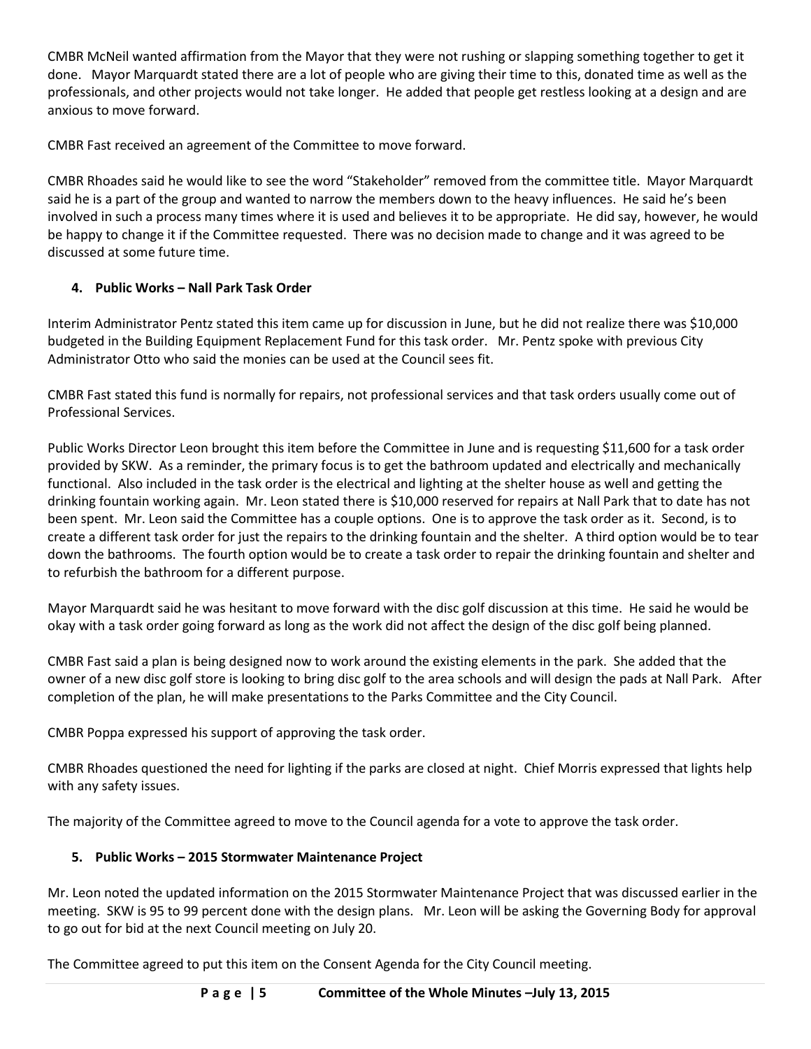CMBR McNeil wanted affirmation from the Mayor that they were not rushing or slapping something together to get it done. Mayor Marquardt stated there are a lot of people who are giving their time to this, donated time as well as the professionals, and other projects would not take longer. He added that people get restless looking at a design and are anxious to move forward.

CMBR Fast received an agreement of the Committee to move forward.

CMBR Rhoades said he would like to see the word "Stakeholder" removed from the committee title. Mayor Marquardt said he is a part of the group and wanted to narrow the members down to the heavy influences. He said he's been involved in such a process many times where it is used and believes it to be appropriate. He did say, however, he would be happy to change it if the Committee requested. There was no decision made to change and it was agreed to be discussed at some future time.

**4. Public Works – Nall Park Task Order**

Interim Administrator Pentz stated this item came up for discussion in June, but he did not realize there was $10,000 budgeted in the Building Equipment Replacement Fund for this task order. Mr. Pentz spoke with previous City Administrator Otto who said the monies can be used at the Council sees fit.

CMBR Fast stated this fund is normally for repairs, not professional services and that task orders usually come out of Professional Services.

Public Works Director Leon brought this item before the Committee in June and is requesting $11,600 for a task order provided by SKW. As a reminder, the primary focus is to get the bathroom updated and electrically and mechanically functional. Also included in the task order is the electrical and lighting at the shelter house as well and getting the drinking fountain working again. Mr. Leon stated there is $10,000 reserved for repairs at Nall Park that to date has not been spent. Mr. Leon said the Committee has a couple options. One is to approve the task order as it. Second, is to create a different task order for just the repairs to the drinking fountain and the shelter. A third option would be to tear down the bathrooms. The fourth option would be to create a task order to repair the drinking fountain and shelter and to refurbish the bathroom for a different purpose.

Mayor Marquardt said he was hesitant to move forward with the disc golf discussion at this time. He said he would be okay with a task order going forward as long as the work did not affect the design of the disc golf being planned.

CMBR Fast said a plan is being designed now to work around the existing elements in the park. She added that the owner of a new disc golf store is looking to bring disc golf to the area schools and will design the pads at Nall Park. After completion of the plan, he will make presentations to the Parks Committee and the City Council.

CMBR Poppa expressed his support of approving the task order.

CMBR Rhoades questioned the need for lighting if the parks are closed at night. Chief Morris expressed that lights help with any safety issues.

The majority of the Committee agreed to move to the Council agenda for a vote to approve the task order.

**5. Public Works – 2015 Stormwater Maintenance Project**

Mr. Leon noted the updated information on the 2015 Stormwater Maintenance Project that was discussed earlier in the meeting. SKW is 95 to 99 percent done with the design plans. Mr. Leon will be asking the Governing Body for approval to go out for bid at the next Council meeting on July 20.

The Committee agreed to put this item on the Consent Agenda for the City Council meeting.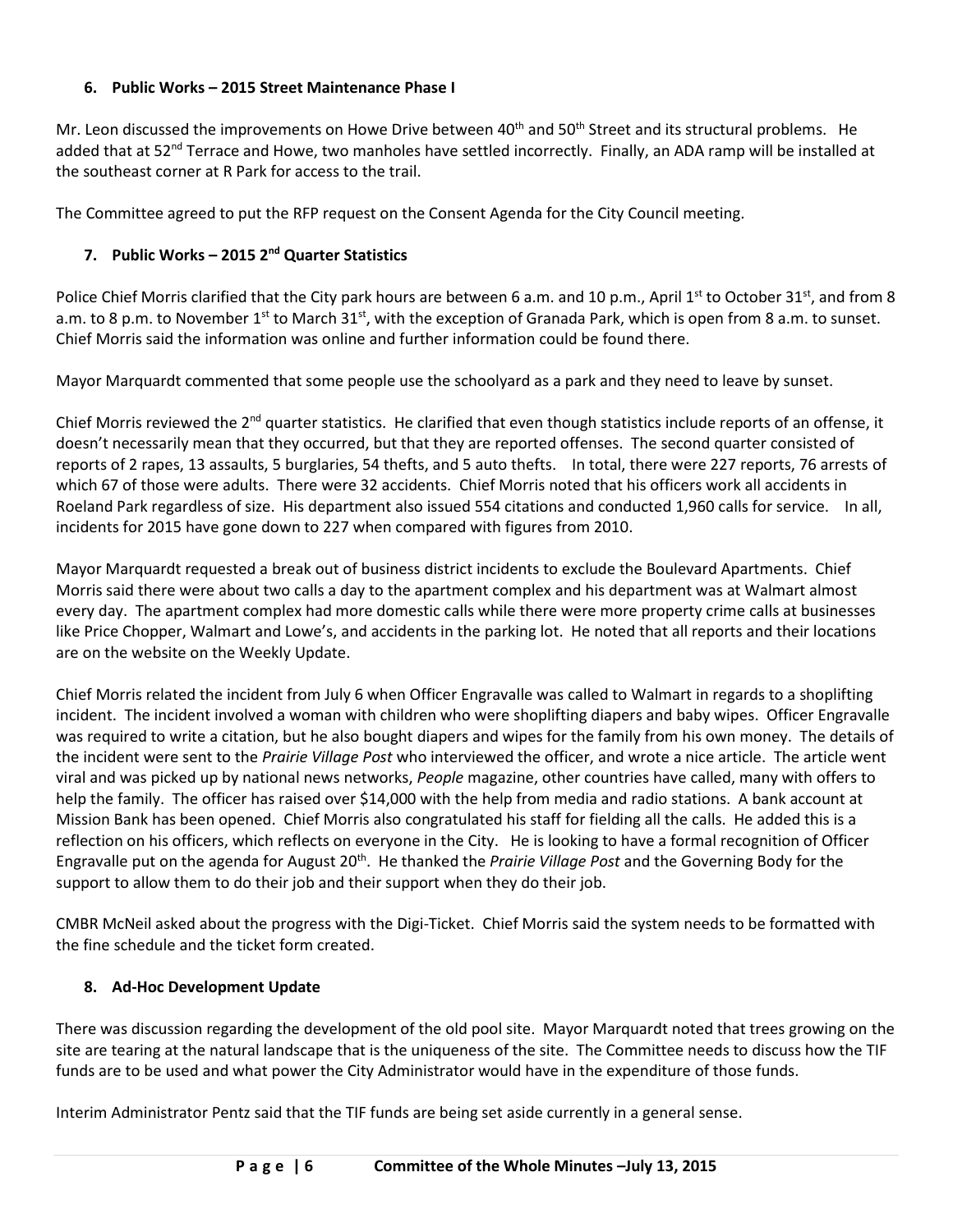### 6. Public Works – 2015 Street Maintenance Phase I

Mr. Leon discussed the improvements on Howe Drive between 40th and 50th Street and its structural problems. He added that at 52nd Terrace and Howe, two manholes have settled incorrectly. Finally, an ADA ramp will be installed at the southeast corner at R Park for access to the trail.

The Committee agreed to put the RFP request on the Consent Agenda for the City Council meeting.

### 7. Public Works – 2015 2nd Quarter Statistics

Police Chief Morris clarified that the City park hours are between 6 a.m. and 10 p.m., April 1st to October 31st, and from 8 a.m. to 8 p.m. to November 1st to March 31st, with the exception of Granada Park, which is open from 8 a.m. to sunset. Chief Morris said the information was online and further information could be found there.

Mayor Marquardt commented that some people use the schoolyard as a park and they need to leave by sunset.

Chief Morris reviewed the 2nd quarter statistics. He clarified that even though statistics include reports of an offense, it doesn't necessarily mean that they occurred, but that they are reported offenses. The second quarter consisted of reports of 2 rapes, 13 assaults, 5 burglaries, 54 thefts, and 5 auto thefts. In total, there were 227 reports, 76 arrests of which 67 of those were adults. There were 32 accidents. Chief Morris noted that his officers work all accidents in Roeland Park regardless of size. His department also issued 554 citations and conducted 1,960 calls for service. In all, incidents for 2015 have gone down to 227 when compared with figures from 2010.

Mayor Marquardt requested a break out of business district incidents to exclude the Boulevard Apartments. Chief Morris said there were about two calls a day to the apartment complex and his department was at Walmart almost every day. The apartment complex had more domestic calls while there were more property crime calls at businesses like Price Chopper, Walmart and Lowe's, and accidents in the parking lot. He noted that all reports and their locations are on the website on the Weekly Update.

Chief Morris related the incident from July 6 when Officer Engravalle was called to Walmart in regards to a shoplifting incident. The incident involved a woman with children who were shoplifting diapers and baby wipes. Officer Engravalle was required to write a citation, but he also bought diapers and wipes for the family from his own money. The details of the incident were sent to the *Prairie Village Post* who interviewed the officer, and wrote a nice article. The article went viral and was picked up by national news networks, *People* magazine, other countries have called, many with offers to help the family. The officer has raised over $14,000 with the help from media and radio stations. A bank account at Mission Bank has been opened. Chief Morris also congratulated his staff for fielding all the calls. He added this is a reflection on his officers, which reflects on everyone in the City. He is looking to have a formal recognition of Officer Engravalle put on the agenda for August 20th. He thanked the *Prairie Village Post* and the Governing Body for the support to allow them to do their job and their support when they do their job.

CMBR McNeil asked about the progress with the Digi-Ticket. Chief Morris said the system needs to be formatted with the fine schedule and the ticket form created.

### 8. Ad-Hoc Development Update

There was discussion regarding the development of the old pool site. Mayor Marquardt noted that trees growing on the site are tearing at the natural landscape that is the uniqueness of the site. The Committee needs to discuss how the TIF funds are to be used and what power the City Administrator would have in the expenditure of those funds.

Interim Administrator Pentz said that the TIF funds are being set aside currently in a general sense.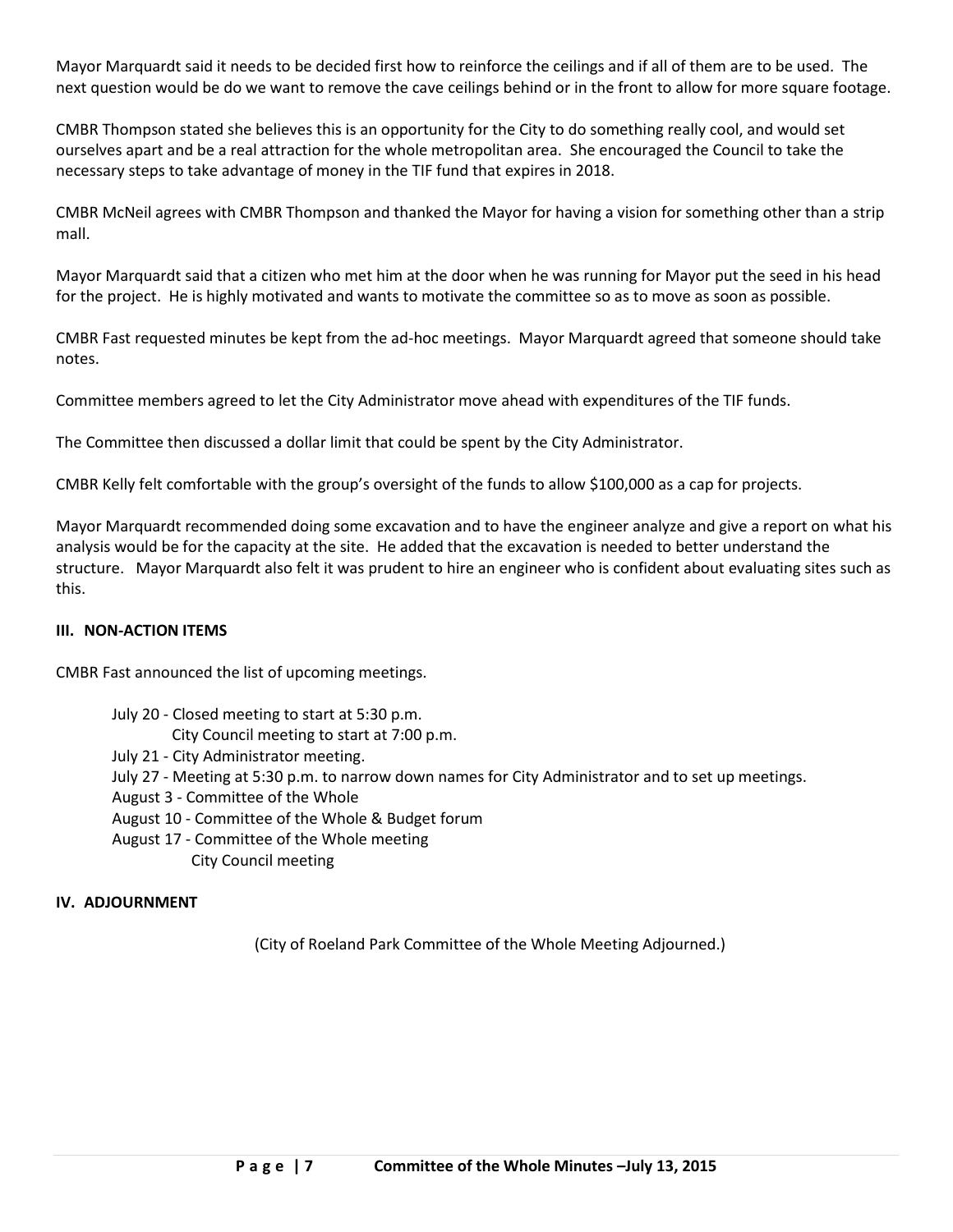Mayor Marquardt said it needs to be decided first how to reinforce the ceilings and if all of them are to be used. The next question would be do we want to remove the cave ceilings behind or in the front to allow for more square footage.

CMBR Thompson stated she believes this is an opportunity for the City to do something really cool, and would set ourselves apart and be a real attraction for the whole metropolitan area. She encouraged the Council to take the necessary steps to take advantage of money in the TIF fund that expires in 2018.

CMBR McNeil agrees with CMBR Thompson and thanked the Mayor for having a vision for something other than a strip mall.

Mayor Marquardt said that a citizen who met him at the door when he was running for Mayor put the seed in his head for the project. He is highly motivated and wants to motivate the committee so as to move as soon as possible.

CMBR Fast requested minutes be kept from the ad-hoc meetings. Mayor Marquardt agreed that someone should take notes.

Committee members agreed to let the City Administrator move ahead with expenditures of the TIF funds.

The Committee then discussed a dollar limit that could be spent by the City Administrator.

CMBR Kelly felt comfortable with the group's oversight of the funds to allow $100,000 as a cap for projects.

Mayor Marquardt recommended doing some excavation and to have the engineer analyze and give a report on what his analysis would be for the capacity at the site. He added that the excavation is needed to better understand the structure. Mayor Marquardt also felt it was prudent to hire an engineer who is confident about evaluating sites such as this.

**III. NON-ACTION ITEMS**

CMBR Fast announced the list of upcoming meetings.

- July 20 - Closed meeting to start at 5:30 p.m.
  City Council meeting to start at 7:00 p.m.
- July 21 - City Administrator meeting.
- July 27 - Meeting at 5:30 p.m. to narrow down names for City Administrator and to set up meetings.
- August 3 - Committee of the Whole
- August 10 - Committee of the Whole & Budget forum
- August 17 - Committee of the Whole meeting
  City Council meeting

**IV. ADJOURNMENT**

(City of Roeland Park Committee of the Whole Meeting Adjourned.)